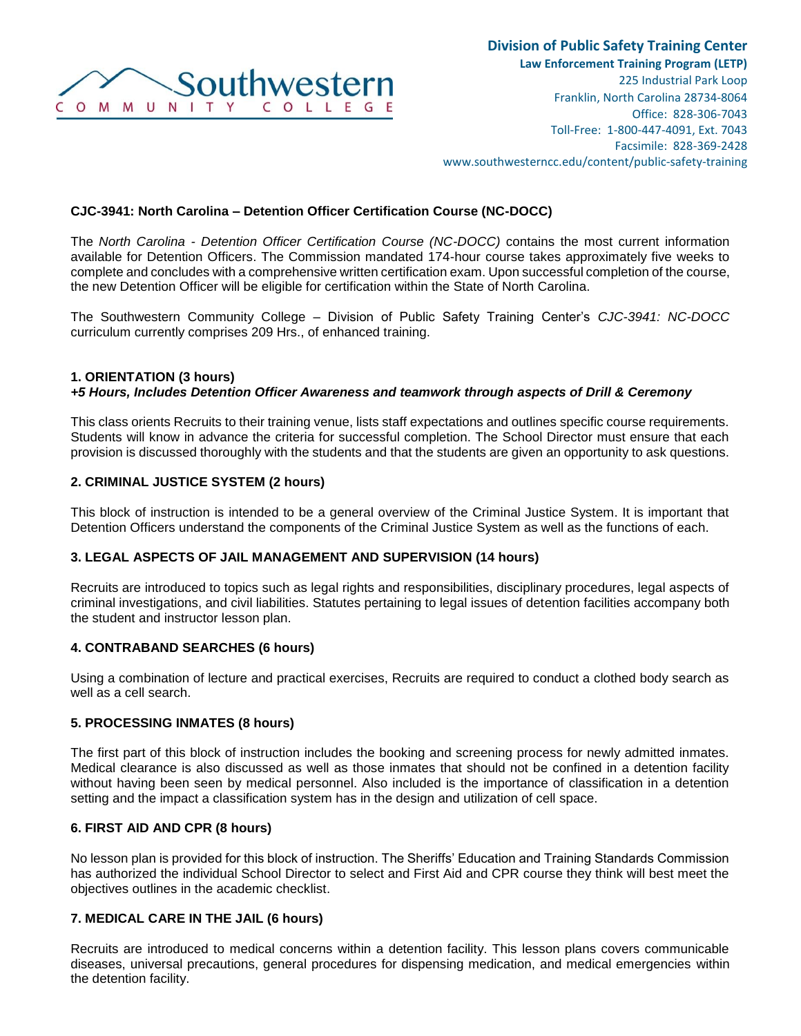Southwestern COMMUNITY COLLEGE

**Division of Public Safety Training Center**
**Law Enforcement Training Program (LETP)**
225 Industrial Park Loop
Franklin, North Carolina 28734-8064
Office: 828-306-7043
Toll-Free: 1-800-447-4091, Ext. 7043
Facsimile: 828-369-2428
www.southwesterncc.edu/content/public-safety-training

## CJC-3941: North Carolina – Detention Officer Certification Course (NC-DOCC)

The *North Carolina - Detention Officer Certification Course (NC-DOCC)* contains the most current information available for Detention Officers. The Commission mandated 174-hour course takes approximately five weeks to complete and concludes with a comprehensive written certification exam. Upon successful completion of the course, the new Detention Officer will be eligible for certification within the State of North Carolina.

The Southwestern Community College – Division of Public Safety Training Center's *CJC-3941: NC-DOCC* curriculum currently comprises 209 Hrs., of enhanced training.

### 1. ORIENTATION (3 hours)

***+5 Hours, Includes Detention Officer Awareness and teamwork through aspects of Drill & Ceremony***

This class orients Recruits to their training venue, lists staff expectations and outlines specific course requirements. Students will know in advance the criteria for successful completion. The School Director must ensure that each provision is discussed thoroughly with the students and that the students are given an opportunity to ask questions.

### 2. CRIMINAL JUSTICE SYSTEM (2 hours)

This block of instruction is intended to be a general overview of the Criminal Justice System. It is important that Detention Officers understand the components of the Criminal Justice System as well as the functions of each.

### 3. LEGAL ASPECTS OF JAIL MANAGEMENT AND SUPERVISION (14 hours)

Recruits are introduced to topics such as legal rights and responsibilities, disciplinary procedures, legal aspects of criminal investigations, and civil liabilities. Statutes pertaining to legal issues of detention facilities accompany both the student and instructor lesson plan.

### 4. CONTRABAND SEARCHES (6 hours)

Using a combination of lecture and practical exercises, Recruits are required to conduct a clothed body search as well as a cell search.

### 5. PROCESSING INMATES (8 hours)

The first part of this block of instruction includes the booking and screening process for newly admitted inmates. Medical clearance is also discussed as well as those inmates that should not be confined in a detention facility without having been seen by medical personnel. Also included is the importance of classification in a detention setting and the impact a classification system has in the design and utilization of cell space.

### 6. FIRST AID AND CPR (8 hours)

No lesson plan is provided for this block of instruction. The Sheriffs' Education and Training Standards Commission has authorized the individual School Director to select and First Aid and CPR course they think will best meet the objectives outlines in the academic checklist.

### 7. MEDICAL CARE IN THE JAIL (6 hours)

Recruits are introduced to medical concerns within a detention facility. This lesson plans covers communicable diseases, universal precautions, general procedures for dispensing medication, and medical emergencies within the detention facility.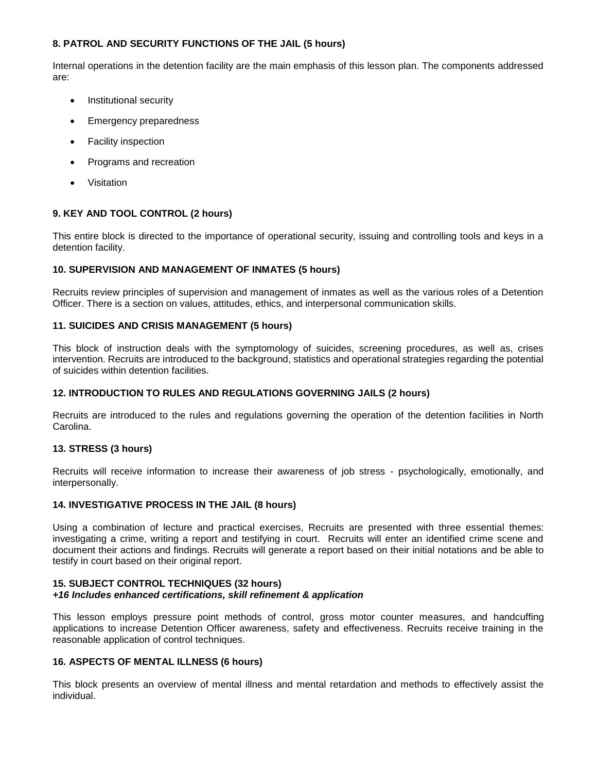**8. PATROL AND SECURITY FUNCTIONS OF THE JAIL (5 hours)**

Internal operations in the detention facility are the main emphasis of this lesson plan. The components addressed are:

- Institutional security
- Emergency preparedness
- Facility inspection
- Programs and recreation
- Visitation

**9. KEY AND TOOL CONTROL (2 hours)**

This entire block is directed to the importance of operational security, issuing and controlling tools and keys in a detention facility.

**10. SUPERVISION AND MANAGEMENT OF INMATES (5 hours)**

Recruits review principles of supervision and management of inmates as well as the various roles of a Detention Officer. There is a section on values, attitudes, ethics, and interpersonal communication skills.

**11. SUICIDES AND CRISIS MANAGEMENT (5 hours)**

This block of instruction deals with the symptomology of suicides, screening procedures, as well as, crises intervention. Recruits are introduced to the background, statistics and operational strategies regarding the potential of suicides within detention facilities.

**12. INTRODUCTION TO RULES AND REGULATIONS GOVERNING JAILS (2 hours)**

Recruits are introduced to the rules and regulations governing the operation of the detention facilities in North Carolina.

**13. STRESS (3 hours)**

Recruits will receive information to increase their awareness of job stress - psychologically, emotionally, and interpersonally.

**14. INVESTIGATIVE PROCESS IN THE JAIL (8 hours)**

Using a combination of lecture and practical exercises, Recruits are presented with three essential themes: investigating a crime, writing a report and testifying in court. Recruits will enter an identified crime scene and document their actions and findings. Recruits will generate a report based on their initial notations and be able to testify in court based on their original report.

**15. SUBJECT CONTROL TECHNIQUES (32 hours)**
***+16 Includes enhanced certifications, skill refinement & application***

This lesson employs pressure point methods of control, gross motor counter measures, and handcuffing applications to increase Detention Officer awareness, safety and effectiveness. Recruits receive training in the reasonable application of control techniques.

**16. ASPECTS OF MENTAL ILLNESS (6 hours)**

This block presents an overview of mental illness and mental retardation and methods to effectively assist the individual.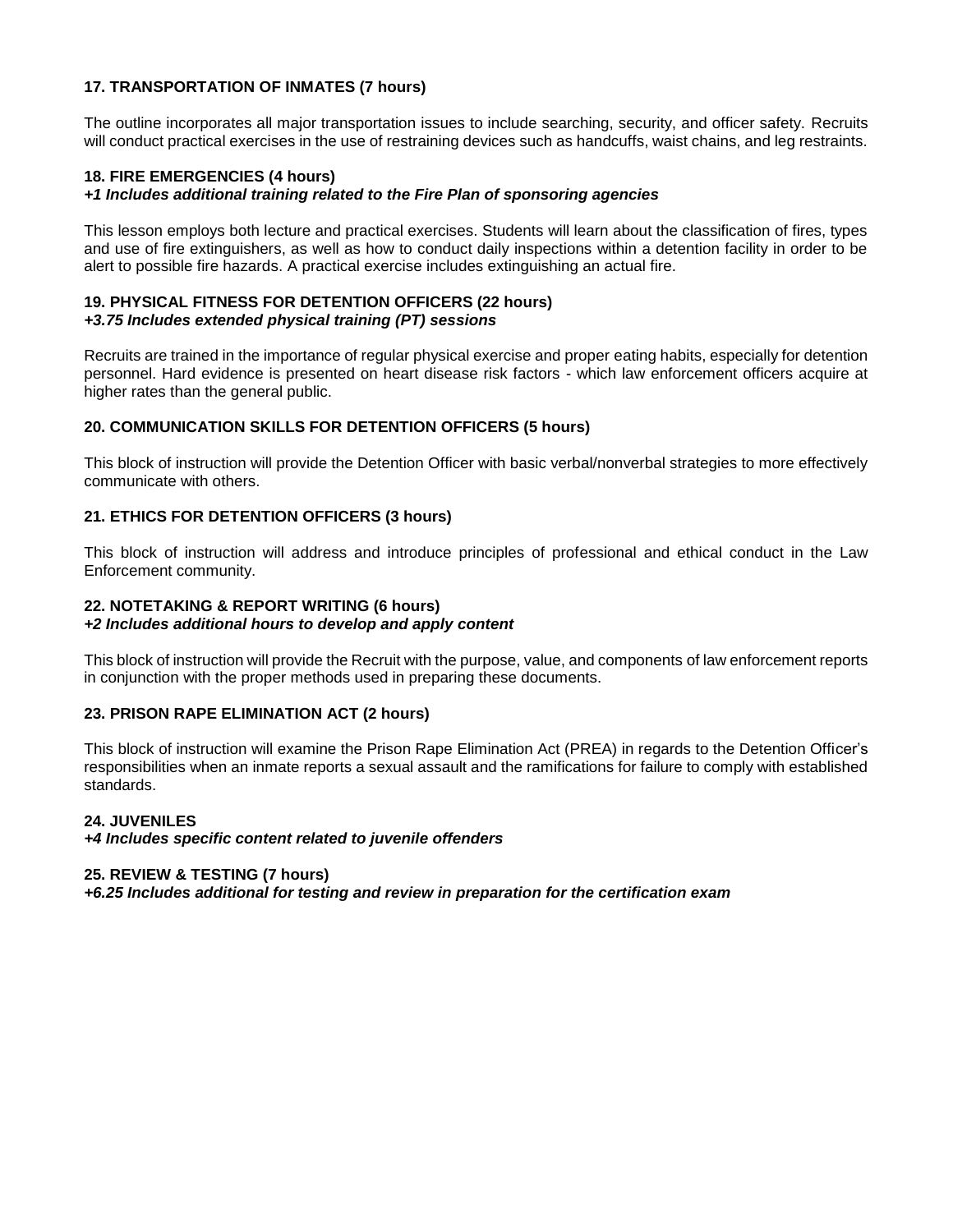**17. TRANSPORTATION OF INMATES (7 hours)**

The outline incorporates all major transportation issues to include searching, security, and officer safety. Recruits will conduct practical exercises in the use of restraining devices such as handcuffs, waist chains, and leg restraints.

**18. FIRE EMERGENCIES (4 hours)**
***+1 Includes additional training related to the Fire Plan of sponsoring agencies***

This lesson employs both lecture and practical exercises. Students will learn about the classification of fires, types and use of fire extinguishers, as well as how to conduct daily inspections within a detention facility in order to be alert to possible fire hazards. A practical exercise includes extinguishing an actual fire.

**19. PHYSICAL FITNESS FOR DETENTION OFFICERS (22 hours)**
***+3.75 Includes extended physical training (PT) sessions***

Recruits are trained in the importance of regular physical exercise and proper eating habits, especially for detention personnel. Hard evidence is presented on heart disease risk factors - which law enforcement officers acquire at higher rates than the general public.

**20. COMMUNICATION SKILLS FOR DETENTION OFFICERS (5 hours)**

This block of instruction will provide the Detention Officer with basic verbal/nonverbal strategies to more effectively communicate with others.

**21. ETHICS FOR DETENTION OFFICERS (3 hours)**

This block of instruction will address and introduce principles of professional and ethical conduct in the Law Enforcement community.

**22. NOTETAKING & REPORT WRITING (6 hours)**
***+2 Includes additional hours to develop and apply content***

This block of instruction will provide the Recruit with the purpose, value, and components of law enforcement reports in conjunction with the proper methods used in preparing these documents.

**23. PRISON RAPE ELIMINATION ACT (2 hours)**

This block of instruction will examine the Prison Rape Elimination Act (PREA) in regards to the Detention Officer's responsibilities when an inmate reports a sexual assault and the ramifications for failure to comply with established standards.

**24. JUVENILES**
***+4 Includes specific content related to juvenile offenders***

**25. REVIEW & TESTING (7 hours)**
***+6.25 Includes additional for testing and review in preparation for the certification exam***